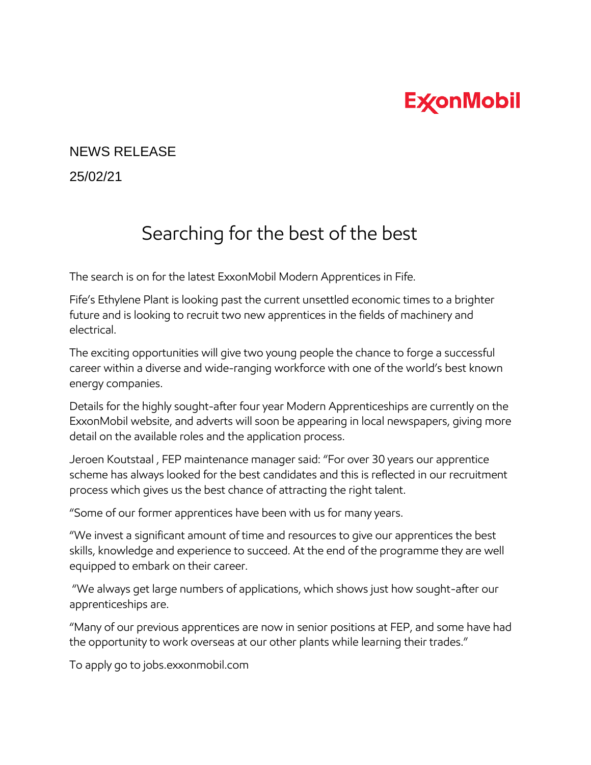ExxonMobil

NEWS RELEASE

25/02/21

# Searching for the best of the best

The search is on for the latest ExxonMobil Modern Apprentices in Fife.

Fife's Ethylene Plant is looking past the current unsettled economic times to a brighter future and is looking to recruit two new apprentices in the fields of machinery and electrical.

The exciting opportunities will give two young people the chance to forge a successful career within a diverse and wide-ranging workforce with one of the world's best known energy companies.

Details for the highly sought-after four year Modern Apprenticeships are currently on the ExxonMobil website, and adverts will soon be appearing in local newspapers, giving more detail on the available roles and the application process.

Jeroen Koutstaal , FEP maintenance manager said: "For over 30 years our apprentice scheme has always looked for the best candidates and this is reflected in our recruitment process which gives us the best chance of attracting the right talent.

"Some of our former apprentices have been with us for many years.

"We invest a significant amount of time and resources to give our apprentices the best skills, knowledge and experience to succeed. At the end of the programme they are well equipped to embark on their career.

"We always get large numbers of applications, which shows just how sought-after our apprenticeships are.

"Many of our previous apprentices are now in senior positions at FEP, and some have had the opportunity to work overseas at our other plants while learning their trades."

To apply go to jobs.exxonmobil.com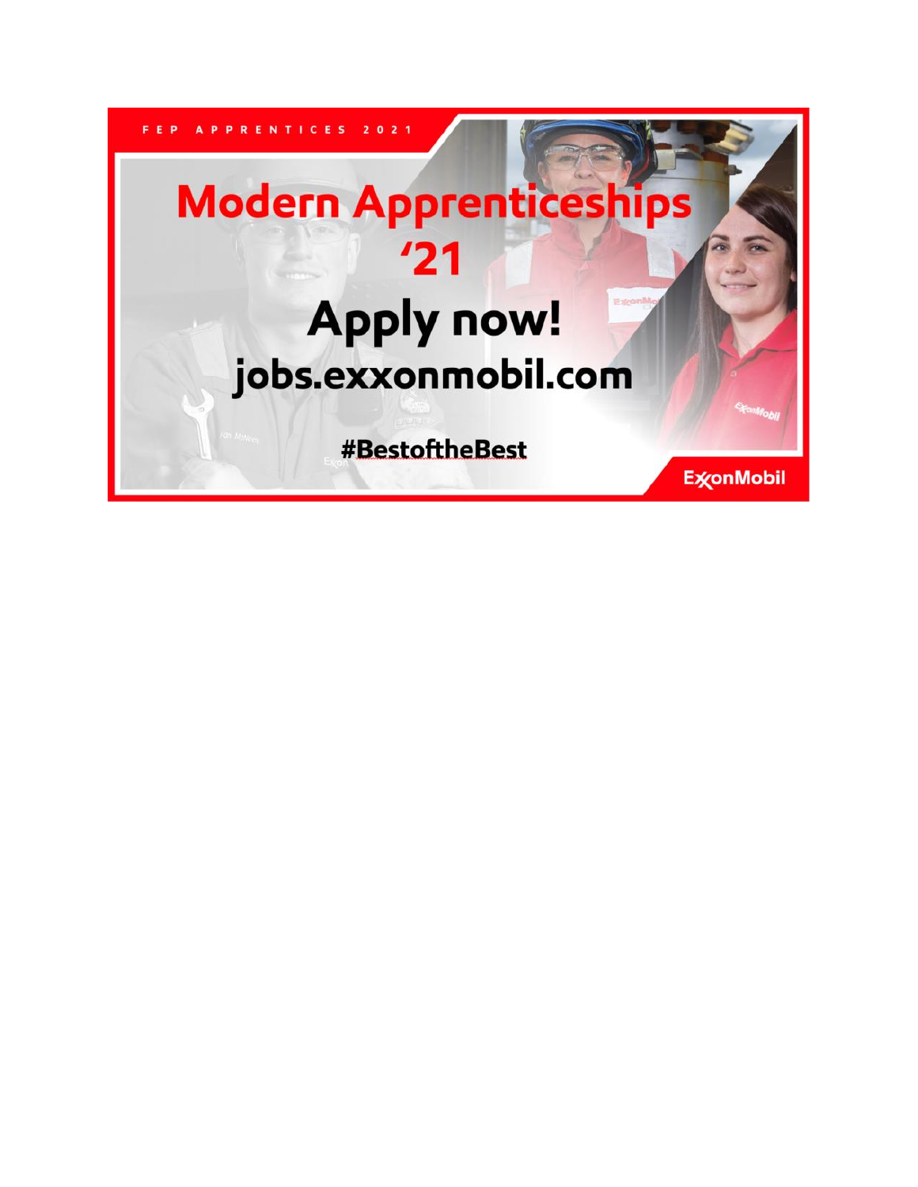FEP APPRENTICES 2021

# Modern Apprenticeships '21

## Apply now!

## jobs.exxonmobil.com

**#BestoftheBest**

ExxonMobil